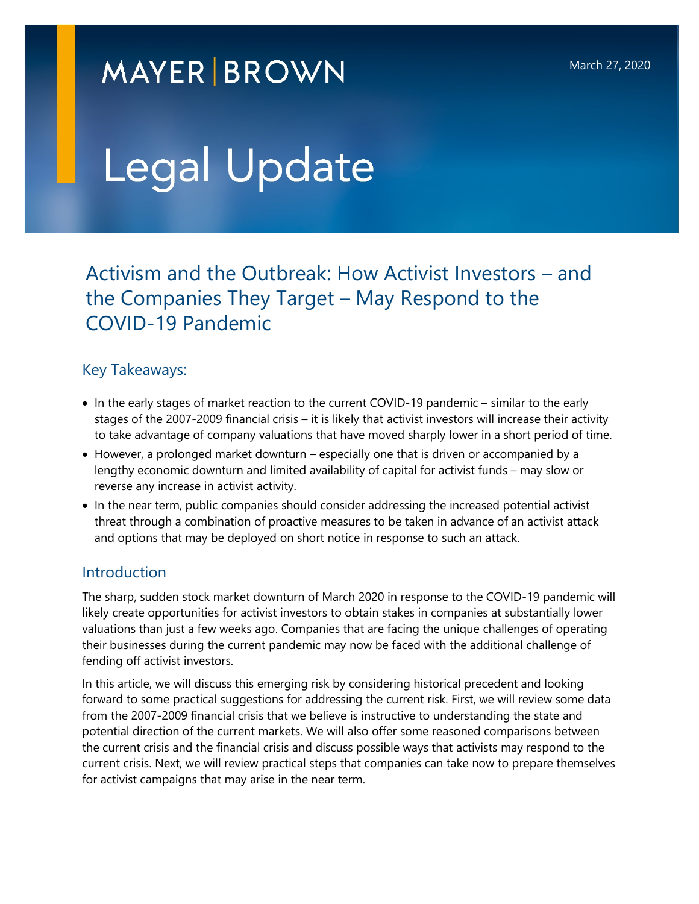MAYER | BROWN

March 27, 2020

# Legal Update

## Activism and the Outbreak: How Activist Investors – and the Companies They Target – May Respond to the COVID-19 Pandemic

### Key Takeaways:

- In the early stages of market reaction to the current COVID-19 pandemic – similar to the early stages of the 2007-2009 financial crisis – it is likely that activist investors will increase their activity to take advantage of company valuations that have moved sharply lower in a short period of time.
- However, a prolonged market downturn – especially one that is driven or accompanied by a lengthy economic downturn and limited availability of capital for activist funds – may slow or reverse any increase in activist activity.
- In the near term, public companies should consider addressing the increased potential activist threat through a combination of proactive measures to be taken in advance of an activist attack and options that may be deployed on short notice in response to such an attack.

### Introduction

The sharp, sudden stock market downturn of March 2020 in response to the COVID-19 pandemic will likely create opportunities for activist investors to obtain stakes in companies at substantially lower valuations than just a few weeks ago. Companies that are facing the unique challenges of operating their businesses during the current pandemic may now be faced with the additional challenge of fending off activist investors.

In this article, we will discuss this emerging risk by considering historical precedent and looking forward to some practical suggestions for addressing the current risk. First, we will review some data from the 2007-2009 financial crisis that we believe is instructive to understanding the state and potential direction of the current markets. We will also offer some reasoned comparisons between the current crisis and the financial crisis and discuss possible ways that activists may respond to the current crisis. Next, we will review practical steps that companies can take now to prepare themselves for activist campaigns that may arise in the near term.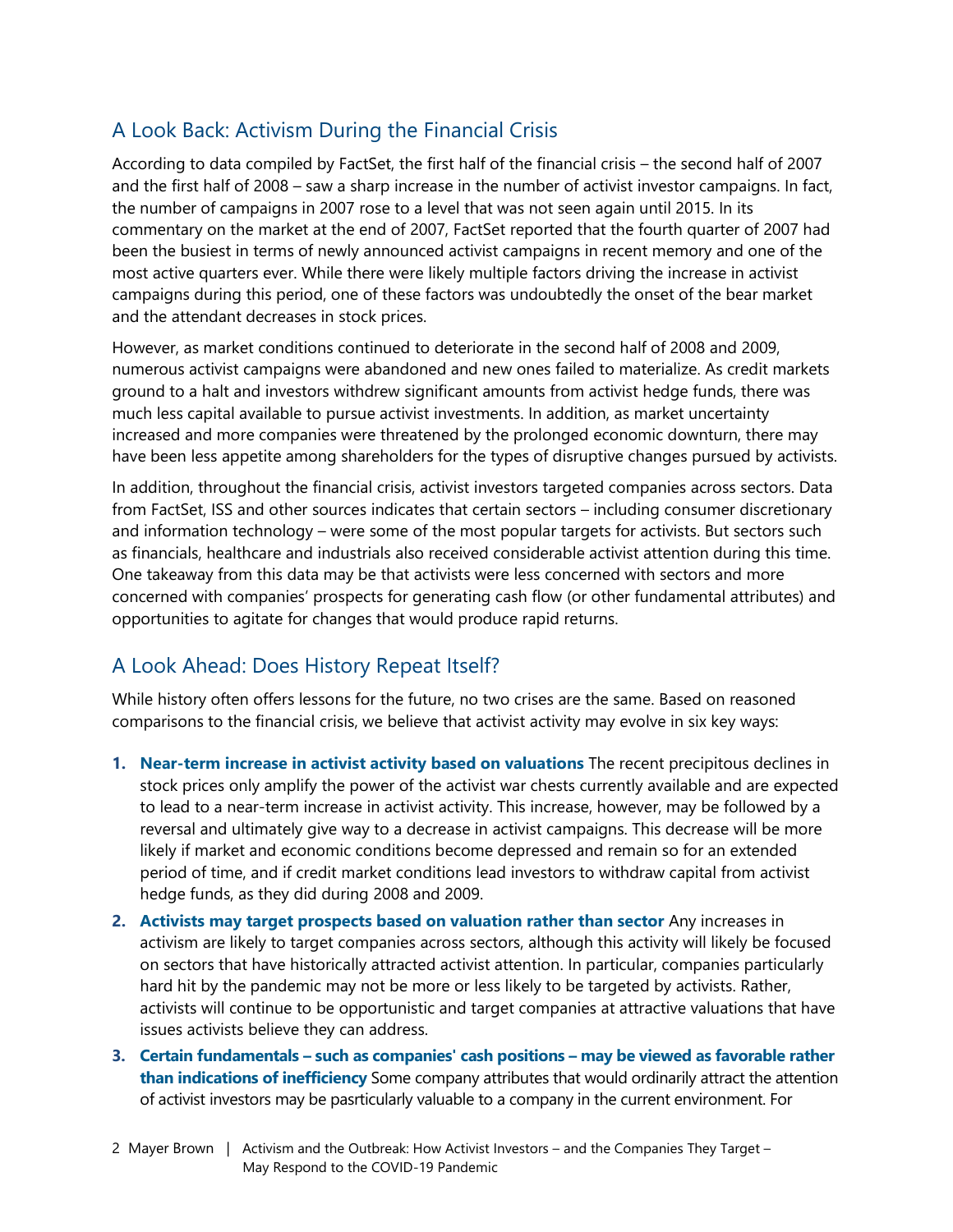## A Look Back: Activism During the Financial Crisis

According to data compiled by FactSet, the first half of the financial crisis – the second half of 2007 and the first half of 2008 – saw a sharp increase in the number of activist investor campaigns. In fact, the number of campaigns in 2007 rose to a level that was not seen again until 2015. In its commentary on the market at the end of 2007, FactSet reported that the fourth quarter of 2007 had been the busiest in terms of newly announced activist campaigns in recent memory and one of the most active quarters ever. While there were likely multiple factors driving the increase in activist campaigns during this period, one of these factors was undoubtedly the onset of the bear market and the attendant decreases in stock prices.

However, as market conditions continued to deteriorate in the second half of 2008 and 2009, numerous activist campaigns were abandoned and new ones failed to materialize. As credit markets ground to a halt and investors withdrew significant amounts from activist hedge funds, there was much less capital available to pursue activist investments. In addition, as market uncertainty increased and more companies were threatened by the prolonged economic downturn, there may have been less appetite among shareholders for the types of disruptive changes pursued by activists.

In addition, throughout the financial crisis, activist investors targeted companies across sectors. Data from FactSet, ISS and other sources indicates that certain sectors – including consumer discretionary and information technology – were some of the most popular targets for activists. But sectors such as financials, healthcare and industrials also received considerable activist attention during this time. One takeaway from this data may be that activists were less concerned with sectors and more concerned with companies' prospects for generating cash flow (or other fundamental attributes) and opportunities to agitate for changes that would produce rapid returns.

## A Look Ahead: Does History Repeat Itself?

While history often offers lessons for the future, no two crises are the same. Based on reasoned comparisons to the financial crisis, we believe that activist activity may evolve in six key ways:

1. **Near-term increase in activist activity based on valuations** The recent precipitous declines in stock prices only amplify the power of the activist war chests currently available and are expected to lead to a near-term increase in activist activity. This increase, however, may be followed by a reversal and ultimately give way to a decrease in activist campaigns. This decrease will be more likely if market and economic conditions become depressed and remain so for an extended period of time, and if credit market conditions lead investors to withdraw capital from activist hedge funds, as they did during 2008 and 2009.
2. **Activists may target prospects based on valuation rather than sector** Any increases in activism are likely to target companies across sectors, although this activity will likely be focused on sectors that have historically attracted activist attention. In particular, companies particularly hard hit by the pandemic may not be more or less likely to be targeted by activists. Rather, activists will continue to be opportunistic and target companies at attractive valuations that have issues activists believe they can address.
3. **Certain fundamentals – such as companies' cash positions – may be viewed as favorable rather than indications of inefficiency** Some company attributes that would ordinarily attract the attention of activist investors may be pasrticularly valuable to a company in the current environment. For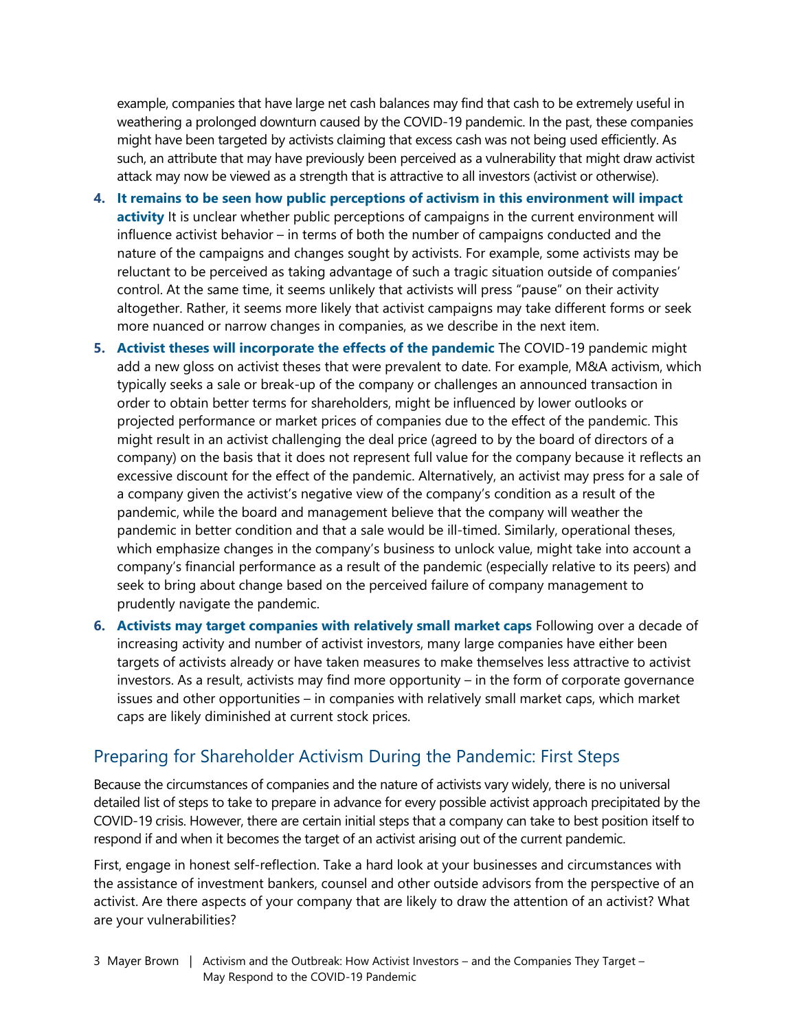example, companies that have large net cash balances may find that cash to be extremely useful in weathering a prolonged downturn caused by the COVID-19 pandemic. In the past, these companies might have been targeted by activists claiming that excess cash was not being used efficiently. As such, an attribute that may have previously been perceived as a vulnerability that might draw activist attack may now be viewed as a strength that is attractive to all investors (activist or otherwise).

4. **It remains to be seen how public perceptions of activism in this environment will impact activity** It is unclear whether public perceptions of campaigns in the current environment will influence activist behavior – in terms of both the number of campaigns conducted and the nature of the campaigns and changes sought by activists. For example, some activists may be reluctant to be perceived as taking advantage of such a tragic situation outside of companies' control. At the same time, it seems unlikely that activists will press "pause" on their activity altogether. Rather, it seems more likely that activist campaigns may take different forms or seek more nuanced or narrow changes in companies, as we describe in the next item.
5. **Activist theses will incorporate the effects of the pandemic** The COVID-19 pandemic might add a new gloss on activist theses that were prevalent to date. For example, M&A activism, which typically seeks a sale or break-up of the company or challenges an announced transaction in order to obtain better terms for shareholders, might be influenced by lower outlooks or projected performance or market prices of companies due to the effect of the pandemic. This might result in an activist challenging the deal price (agreed to by the board of directors of a company) on the basis that it does not represent full value for the company because it reflects an excessive discount for the effect of the pandemic. Alternatively, an activist may press for a sale of a company given the activist's negative view of the company's condition as a result of the pandemic, while the board and management believe that the company will weather the pandemic in better condition and that a sale would be ill-timed. Similarly, operational theses, which emphasize changes in the company's business to unlock value, might take into account a company's financial performance as a result of the pandemic (especially relative to its peers) and seek to bring about change based on the perceived failure of company management to prudently navigate the pandemic.
6. **Activists may target companies with relatively small market caps** Following over a decade of increasing activity and number of activist investors, many large companies have either been targets of activists already or have taken measures to make themselves less attractive to activist investors. As a result, activists may find more opportunity – in the form of corporate governance issues and other opportunities – in companies with relatively small market caps, which market caps are likely diminished at current stock prices.

## Preparing for Shareholder Activism During the Pandemic: First Steps

Because the circumstances of companies and the nature of activists vary widely, there is no universal detailed list of steps to take to prepare in advance for every possible activist approach precipitated by the COVID-19 crisis. However, there are certain initial steps that a company can take to best position itself to respond if and when it becomes the target of an activist arising out of the current pandemic.

First, engage in honest self-reflection. Take a hard look at your businesses and circumstances with the assistance of investment bankers, counsel and other outside advisors from the perspective of an activist. Are there aspects of your company that are likely to draw the attention of an activist? What are your vulnerabilities?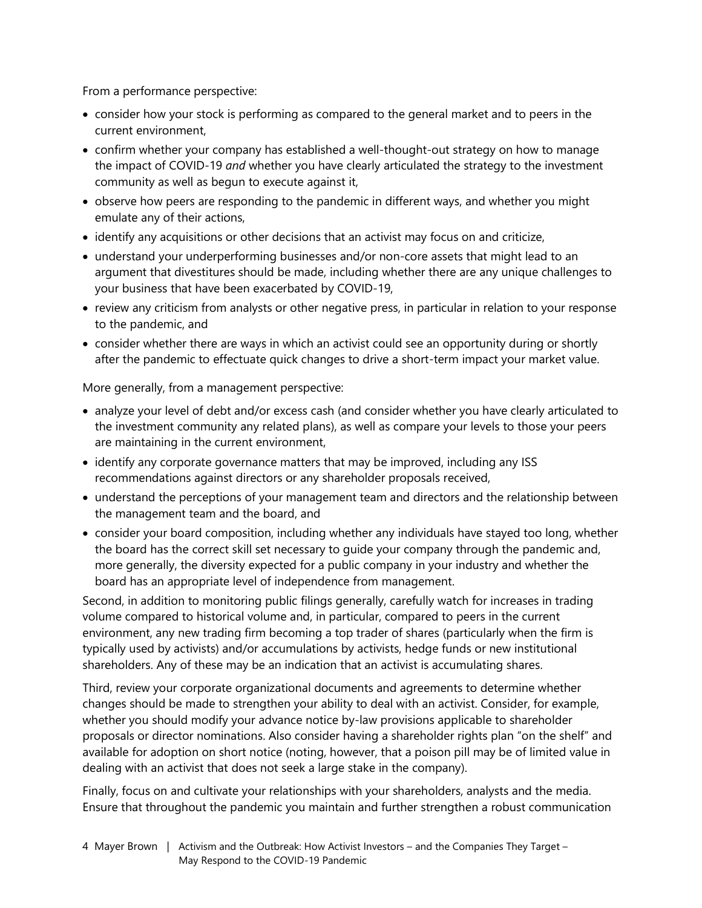From a performance perspective:

- consider how your stock is performing as compared to the general market and to peers in the current environment,
- confirm whether your company has established a well-thought-out strategy on how to manage the impact of COVID-19 *and* whether you have clearly articulated the strategy to the investment community as well as begun to execute against it,
- observe how peers are responding to the pandemic in different ways, and whether you might emulate any of their actions,
- identify any acquisitions or other decisions that an activist may focus on and criticize,
- understand your underperforming businesses and/or non-core assets that might lead to an argument that divestitures should be made, including whether there are any unique challenges to your business that have been exacerbated by COVID-19,
- review any criticism from analysts or other negative press, in particular in relation to your response to the pandemic, and
- consider whether there are ways in which an activist could see an opportunity during or shortly after the pandemic to effectuate quick changes to drive a short-term impact your market value.

More generally, from a management perspective:

- analyze your level of debt and/or excess cash (and consider whether you have clearly articulated to the investment community any related plans), as well as compare your levels to those your peers are maintaining in the current environment,
- identify any corporate governance matters that may be improved, including any ISS recommendations against directors or any shareholder proposals received,
- understand the perceptions of your management team and directors and the relationship between the management team and the board, and
- consider your board composition, including whether any individuals have stayed too long, whether the board has the correct skill set necessary to guide your company through the pandemic and, more generally, the diversity expected for a public company in your industry and whether the board has an appropriate level of independence from management.

Second, in addition to monitoring public filings generally, carefully watch for increases in trading volume compared to historical volume and, in particular, compared to peers in the current environment, any new trading firm becoming a top trader of shares (particularly when the firm is typically used by activists) and/or accumulations by activists, hedge funds or new institutional shareholders. Any of these may be an indication that an activist is accumulating shares.

Third, review your corporate organizational documents and agreements to determine whether changes should be made to strengthen your ability to deal with an activist. Consider, for example, whether you should modify your advance notice by-law provisions applicable to shareholder proposals or director nominations. Also consider having a shareholder rights plan "on the shelf" and available for adoption on short notice (noting, however, that a poison pill may be of limited value in dealing with an activist that does not seek a large stake in the company).

Finally, focus on and cultivate your relationships with your shareholders, analysts and the media. Ensure that throughout the pandemic you maintain and further strengthen a robust communication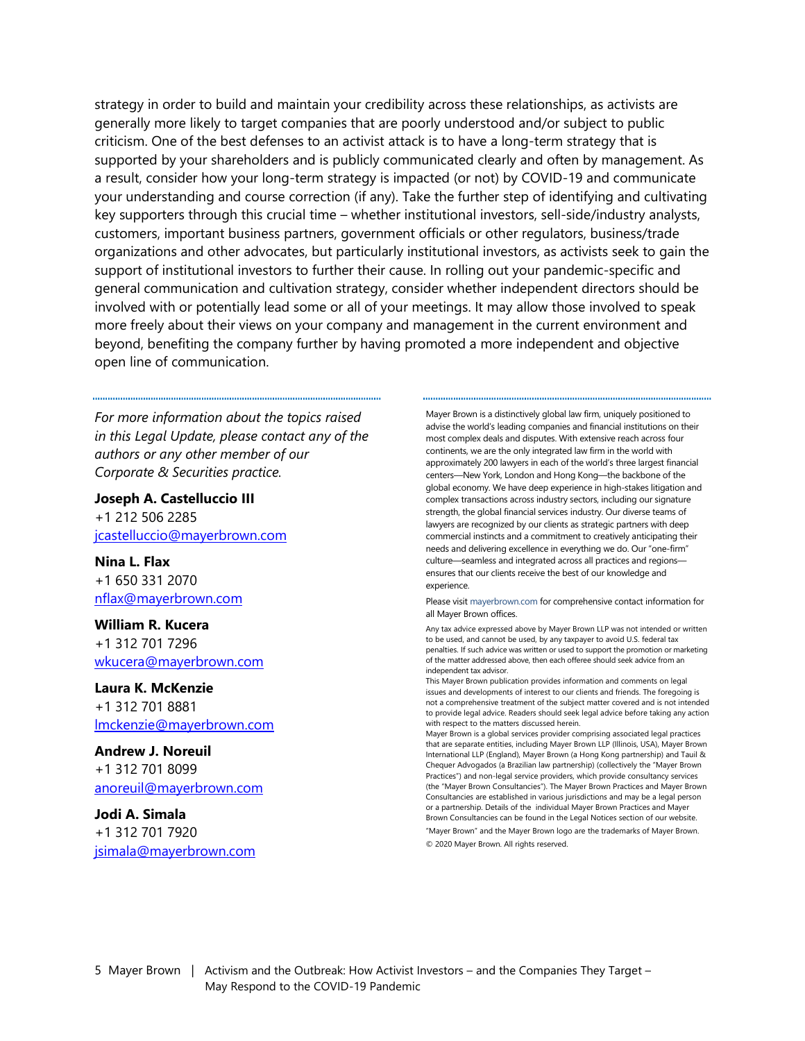strategy in order to build and maintain your credibility across these relationships, as activists are generally more likely to target companies that are poorly understood and/or subject to public criticism. One of the best defenses to an activist attack is to have a long-term strategy that is supported by your shareholders and is publicly communicated clearly and often by management. As a result, consider how your long-term strategy is impacted (or not) by COVID-19 and communicate your understanding and course correction (if any). Take the further step of identifying and cultivating key supporters through this crucial time – whether institutional investors, sell-side/industry analysts, customers, important business partners, government officials or other regulators, business/trade organizations and other advocates, but particularly institutional investors, as activists seek to gain the support of institutional investors to further their cause. In rolling out your pandemic-specific and general communication and cultivation strategy, consider whether independent directors should be involved with or potentially lead some or all of your meetings. It may allow those involved to speak more freely about their views on your company and management in the current environment and beyond, benefiting the company further by having promoted a more independent and objective open line of communication.

*For more information about the topics raised in this Legal Update, please contact any of the authors or any other member of our Corporate & Securities practice.*

**Joseph A. Castelluccio III**
+1 212 506 2285
jcastelluccio@mayerbrown.com

**Nina L. Flax**
+1 650 331 2070
nflax@mayerbrown.com

**William R. Kucera**
+1 312 701 7296
wkucera@mayerbrown.com

**Laura K. McKenzie**
+1 312 701 8881
lmckenzie@mayerbrown.com

**Andrew J. Noreuil**
+1 312 701 8099
anoreuil@mayerbrown.com

**Jodi A. Simala**
+1 312 701 7920
jsimala@mayerbrown.com

Mayer Brown is a distinctively global law firm, uniquely positioned to advise the world's leading companies and financial institutions on their most complex deals and disputes. With extensive reach across four continents, we are the only integrated law firm in the world with approximately 200 lawyers in each of the world's three largest financial centers—New York, London and Hong Kong—the backbone of the global economy. We have deep experience in high-stakes litigation and complex transactions across industry sectors, including our signature strength, the global financial services industry. Our diverse teams of lawyers are recognized by our clients as strategic partners with deep commercial instincts and a commitment to creatively anticipating their needs and delivering excellence in everything we do. Our "one-firm" culture—seamless and integrated across all practices and regions—ensures that our clients receive the best of our knowledge and experience.

Please visit mayerbrown.com for comprehensive contact information for all Mayer Brown offices.

Any tax advice expressed above by Mayer Brown LLP was not intended or written to be used, and cannot be used, by any taxpayer to avoid U.S. federal tax penalties. If such advice was written or used to support the promotion or marketing of the matter addressed above, then each offeree should seek advice from an independent tax advisor.

This Mayer Brown publication provides information and comments on legal issues and developments of interest to our clients and friends. The foregoing is not a comprehensive treatment of the subject matter covered and is not intended to provide legal advice. Readers should seek legal advice before taking any action with respect to the matters discussed herein.

Mayer Brown is a global services provider comprising associated legal practices that are separate entities, including Mayer Brown LLP (Illinois, USA), Mayer Brown International LLP (England), Mayer Brown (a Hong Kong partnership) and Tauil & Chequer Advogados (a Brazilian law partnership) (collectively the "Mayer Brown Practices") and non-legal service providers, which provide consultancy services (the "Mayer Brown Consultancies"). The Mayer Brown Practices and Mayer Brown Consultancies are established in various jurisdictions and may be a legal person or a partnership. Details of the individual Mayer Brown Practices and Mayer Brown Consultancies can be found in the Legal Notices section of our website.

"Mayer Brown" and the Mayer Brown logo are the trademarks of Mayer Brown.

© 2020 Mayer Brown. All rights reserved.